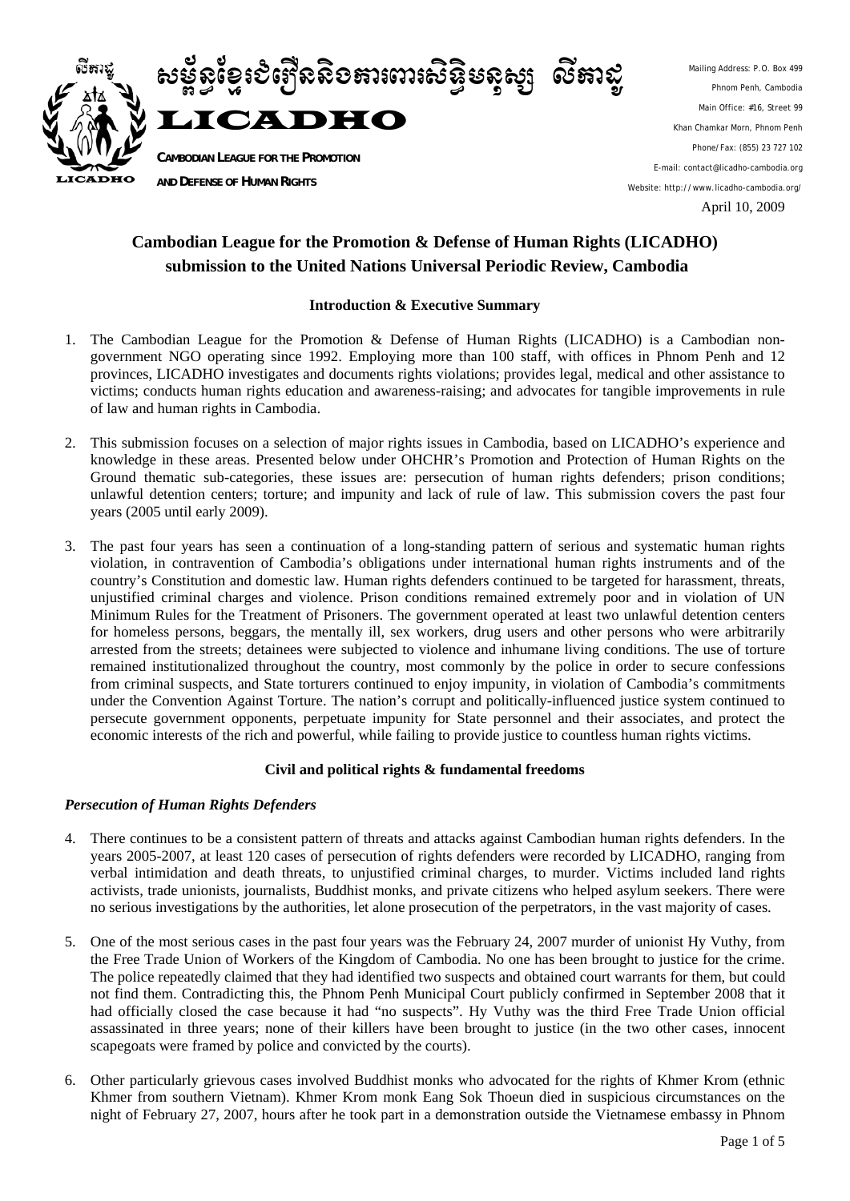សម្ព័ន្ធខ្មែរជំរឿននិងការពារសិទ្ធិមនុស្ស លីកាដូ

**LICADHO**

**CAMBODIAN LEAGUE FOR THE PROMOTION AND DEFENSE OF HUMAN RIGHTS**

Mailing Address: P.O. Box 499
Phnom Penh, Cambodia
Main Office: #16, Street 99
Khan Chamkar Morn, Phnom Penh
Phone/Fax: (855) 23 727 102
E-mail: contact@licadho-cambodia.org
Website: http://www.licadho-cambodia.org/

April 10, 2009

## Cambodian League for the Promotion & Defense of Human Rights (LICADHO) submission to the United Nations Universal Periodic Review, Cambodia

### Introduction & Executive Summary

1. The Cambodian League for the Promotion & Defense of Human Rights (LICADHO) is a Cambodian non-government NGO operating since 1992. Employing more than 100 staff, with offices in Phnom Penh and 12 provinces, LICADHO investigates and documents rights violations; provides legal, medical and other assistance to victims; conducts human rights education and awareness-raising; and advocates for tangible improvements in rule of law and human rights in Cambodia.

2. This submission focuses on a selection of major rights issues in Cambodia, based on LICADHO's experience and knowledge in these areas. Presented below under OHCHR's Promotion and Protection of Human Rights on the Ground thematic sub-categories, these issues are: persecution of human rights defenders; prison conditions; unlawful detention centers; torture; and impunity and lack of rule of law. This submission covers the past four years (2005 until early 2009).

3. The past four years has seen a continuation of a long-standing pattern of serious and systematic human rights violation, in contravention of Cambodia's obligations under international human rights instruments and of the country's Constitution and domestic law. Human rights defenders continued to be targeted for harassment, threats, unjustified criminal charges and violence. Prison conditions remained extremely poor and in violation of UN Minimum Rules for the Treatment of Prisoners. The government operated at least two unlawful detention centers for homeless persons, beggars, the mentally ill, sex workers, drug users and other persons who were arbitrarily arrested from the streets; detainees were subjected to violence and inhumane living conditions. The use of torture remained institutionalized throughout the country, most commonly by the police in order to secure confessions from criminal suspects, and State torturers continued to enjoy impunity, in violation of Cambodia's commitments under the Convention Against Torture. The nation's corrupt and politically-influenced justice system continued to persecute government opponents, perpetuate impunity for State personnel and their associates, and protect the economic interests of the rich and powerful, while failing to provide justice to countless human rights victims.

### Civil and political rights & fundamental freedoms

#### *Persecution of Human Rights Defenders*

4. There continues to be a consistent pattern of threats and attacks against Cambodian human rights defenders. In the years 2005-2007, at least 120 cases of persecution of rights defenders were recorded by LICADHO, ranging from verbal intimidation and death threats, to unjustified criminal charges, to murder. Victims included land rights activists, trade unionists, journalists, Buddhist monks, and private citizens who helped asylum seekers. There were no serious investigations by the authorities, let alone prosecution of the perpetrators, in the vast majority of cases.

5. One of the most serious cases in the past four years was the February 24, 2007 murder of unionist Hy Vuthy, from the Free Trade Union of Workers of the Kingdom of Cambodia. No one has been brought to justice for the crime. The police repeatedly claimed that they had identified two suspects and obtained court warrants for them, but could not find them. Contradicting this, the Phnom Penh Municipal Court publicly confirmed in September 2008 that it had officially closed the case because it had "no suspects". Hy Vuthy was the third Free Trade Union official assassinated in three years; none of their killers have been brought to justice (in the two other cases, innocent scapegoats were framed by police and convicted by the courts).

6. Other particularly grievous cases involved Buddhist monks who advocated for the rights of Khmer Krom (ethnic Khmer from southern Vietnam). Khmer Krom monk Eang Sok Thoeun died in suspicious circumstances on the night of February 27, 2007, hours after he took part in a demonstration outside the Vietnamese embassy in Phnom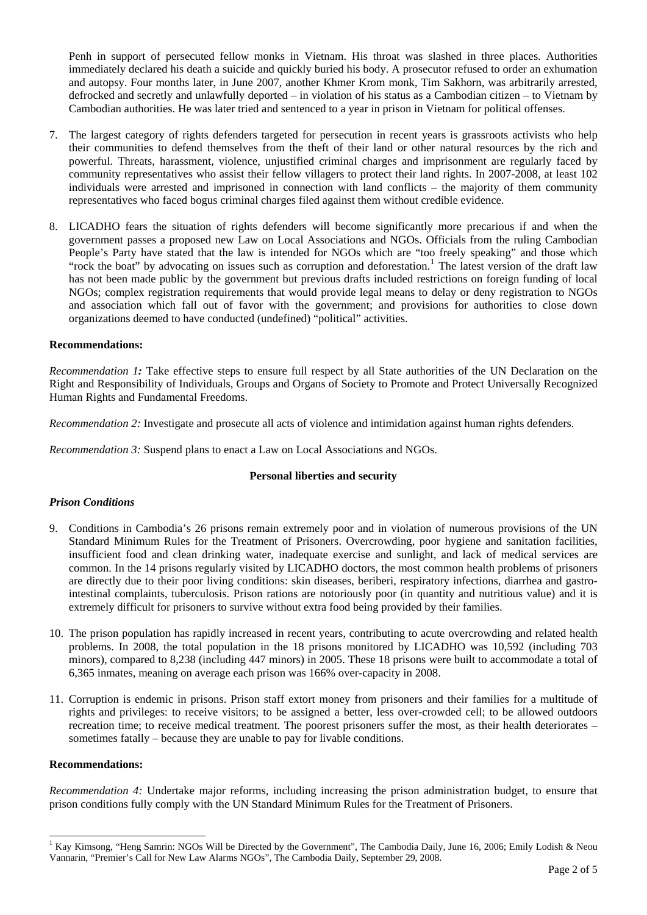Penh in support of persecuted fellow monks in Vietnam. His throat was slashed in three places. Authorities immediately declared his death a suicide and quickly buried his body. A prosecutor refused to order an exhumation and autopsy. Four months later, in June 2007, another Khmer Krom monk, Tim Sakhorn, was arbitrarily arrested, defrocked and secretly and unlawfully deported – in violation of his status as a Cambodian citizen – to Vietnam by Cambodian authorities. He was later tried and sentenced to a year in prison in Vietnam for political offenses.

7. The largest category of rights defenders targeted for persecution in recent years is grassroots activists who help their communities to defend themselves from the theft of their land or other natural resources by the rich and powerful. Threats, harassment, violence, unjustified criminal charges and imprisonment are regularly faced by community representatives who assist their fellow villagers to protect their land rights. In 2007-2008, at least 102 individuals were arrested and imprisoned in connection with land conflicts – the majority of them community representatives who faced bogus criminal charges filed against them without credible evidence.

8. LICADHO fears the situation of rights defenders will become significantly more precarious if and when the government passes a proposed new Law on Local Associations and NGOs. Officials from the ruling Cambodian People's Party have stated that the law is intended for NGOs which are "too freely speaking" and those which "rock the boat" by advocating on issues such as corruption and deforestation.[1] The latest version of the draft law has not been made public by the government but previous drafts included restrictions on foreign funding of local NGOs; complex registration requirements that would provide legal means to delay or deny registration to NGOs and association which fall out of favor with the government; and provisions for authorities to close down organizations deemed to have conducted (undefined) "political" activities.

**Recommendations:**

*Recommendation 1:* Take effective steps to ensure full respect by all State authorities of the UN Declaration on the Right and Responsibility of Individuals, Groups and Organs of Society to Promote and Protect Universally Recognized Human Rights and Fundamental Freedoms.

*Recommendation 2:* Investigate and prosecute all acts of violence and intimidation against human rights defenders.

*Recommendation 3:* Suspend plans to enact a Law on Local Associations and NGOs.

## Personal liberties and security

### *Prison Conditions*

9. Conditions in Cambodia's 26 prisons remain extremely poor and in violation of numerous provisions of the UN Standard Minimum Rules for the Treatment of Prisoners. Overcrowding, poor hygiene and sanitation facilities, insufficient food and clean drinking water, inadequate exercise and sunlight, and lack of medical services are common. In the 14 prisons regularly visited by LICADHO doctors, the most common health problems of prisoners are directly due to their poor living conditions: skin diseases, beriberi, respiratory infections, diarrhea and gastro-intestinal complaints, tuberculosis. Prison rations are notoriously poor (in quantity and nutritious value) and it is extremely difficult for prisoners to survive without extra food being provided by their families.

10. The prison population has rapidly increased in recent years, contributing to acute overcrowding and related health problems. In 2008, the total population in the 18 prisons monitored by LICADHO was 10,592 (including 703 minors), compared to 8,238 (including 447 minors) in 2005. These 18 prisons were built to accommodate a total of 6,365 inmates, meaning on average each prison was 166% over-capacity in 2008.

11. Corruption is endemic in prisons. Prison staff extort money from prisoners and their families for a multitude of rights and privileges: to receive visitors; to be assigned a better, less over-crowded cell; to be allowed outdoors recreation time; to receive medical treatment. The poorest prisoners suffer the most, as their health deteriorates – sometimes fatally – because they are unable to pay for livable conditions.

**Recommendations:**

*Recommendation 4:* Undertake major reforms, including increasing the prison administration budget, to ensure that prison conditions fully comply with the UN Standard Minimum Rules for the Treatment of Prisoners.

---

[1] Kay Kimsong, "Heng Samrin: NGOs Will be Directed by the Government", The Cambodia Daily, June 16, 2006; Emily Lodish & Neou Vannarin, "Premier's Call for New Law Alarms NGOs", The Cambodia Daily, September 29, 2008.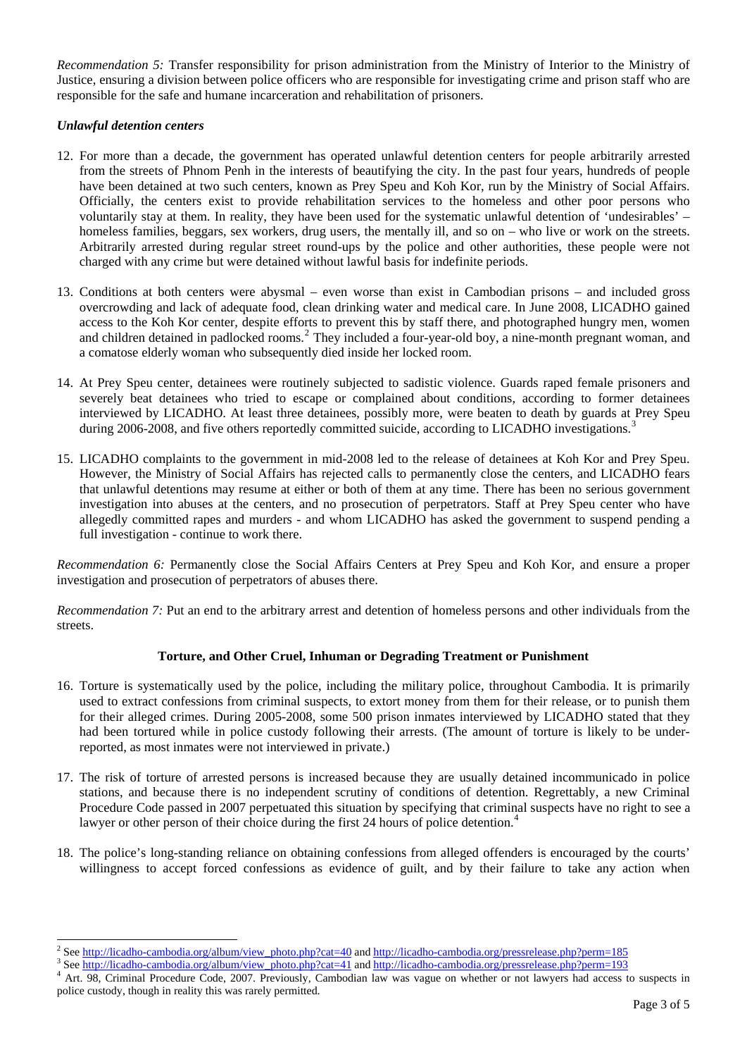*Recommendation 5:* Transfer responsibility for prison administration from the Ministry of Interior to the Ministry of Justice, ensuring a division between police officers who are responsible for investigating crime and prison staff who are responsible for the safe and humane incarceration and rehabilitation of prisoners.

### *Unlawful detention centers*

12. For more than a decade, the government has operated unlawful detention centers for people arbitrarily arrested from the streets of Phnom Penh in the interests of beautifying the city. In the past four years, hundreds of people have been detained at two such centers, known as Prey Speu and Koh Kor, run by the Ministry of Social Affairs. Officially, the centers exist to provide rehabilitation services to the homeless and other poor persons who voluntarily stay at them. In reality, they have been used for the systematic unlawful detention of 'undesirables' – homeless families, beggars, sex workers, drug users, the mentally ill, and so on – who live or work on the streets. Arbitrarily arrested during regular street round-ups by the police and other authorities, these people were not charged with any crime but were detained without lawful basis for indefinite periods.

13. Conditions at both centers were abysmal – even worse than exist in Cambodian prisons – and included gross overcrowding and lack of adequate food, clean drinking water and medical care. In June 2008, LICADHO gained access to the Koh Kor center, despite efforts to prevent this by staff there, and photographed hungry men, women and children detained in padlocked rooms.[2] They included a four-year-old boy, a nine-month pregnant woman, and a comatose elderly woman who subsequently died inside her locked room.

14. At Prey Speu center, detainees were routinely subjected to sadistic violence. Guards raped female prisoners and severely beat detainees who tried to escape or complained about conditions, according to former detainees interviewed by LICADHO. At least three detainees, possibly more, were beaten to death by guards at Prey Speu during 2006-2008, and five others reportedly committed suicide, according to LICADHO investigations.[3]

15. LICADHO complaints to the government in mid-2008 led to the release of detainees at Koh Kor and Prey Speu. However, the Ministry of Social Affairs has rejected calls to permanently close the centers, and LICADHO fears that unlawful detentions may resume at either or both of them at any time. There has been no serious government investigation into abuses at the centers, and no prosecution of perpetrators. Staff at Prey Speu center who have allegedly committed rapes and murders - and whom LICADHO has asked the government to suspend pending a full investigation - continue to work there.

*Recommendation 6:* Permanently close the Social Affairs Centers at Prey Speu and Koh Kor, and ensure a proper investigation and prosecution of perpetrators of abuses there.

*Recommendation 7:* Put an end to the arbitrary arrest and detention of homeless persons and other individuals from the streets.

## Torture, and Other Cruel, Inhuman or Degrading Treatment or Punishment

16. Torture is systematically used by the police, including the military police, throughout Cambodia. It is primarily used to extract confessions from criminal suspects, to extort money from them for their release, or to punish them for their alleged crimes. During 2005-2008, some 500 prison inmates interviewed by LICADHO stated that they had been tortured while in police custody following their arrests. (The amount of torture is likely to be under-reported, as most inmates were not interviewed in private.)

17. The risk of torture of arrested persons is increased because they are usually detained incommunicado in police stations, and because there is no independent scrutiny of conditions of detention. Regrettably, a new Criminal Procedure Code passed in 2007 perpetuated this situation by specifying that criminal suspects have no right to see a lawyer or other person of their choice during the first 24 hours of police detention.[4]

18. The police's long-standing reliance on obtaining confessions from alleged offenders is encouraged by the courts' willingness to accept forced confessions as evidence of guilt, and by their failure to take any action when

---

[2] See http://licadho-cambodia.org/album/view_photo.php?cat=40 and http://licadho-cambodia.org/pressrelease.php?perm=185

[3] See http://licadho-cambodia.org/album/view_photo.php?cat=41 and http://licadho-cambodia.org/pressrelease.php?perm=193

[4] Art. 98, Criminal Procedure Code, 2007. Previously, Cambodian law was vague on whether or not lawyers had access to suspects in police custody, though in reality this was rarely permitted.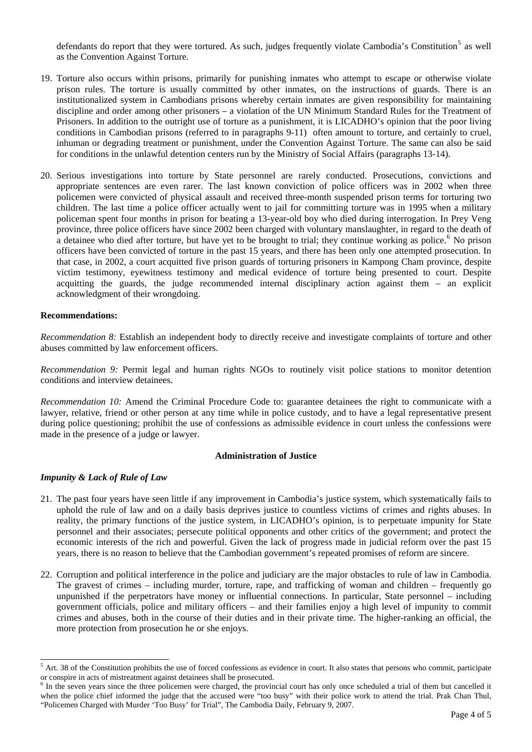defendants do report that they were tortured. As such, judges frequently violate Cambodia's Constitution[5] as well as the Convention Against Torture.

19. Torture also occurs within prisons, primarily for punishing inmates who attempt to escape or otherwise violate prison rules. The torture is usually committed by other inmates, on the instructions of guards. There is an institutionalized system in Cambodians prisons whereby certain inmates are given responsibility for maintaining discipline and order among other prisoners – a violation of the UN Minimum Standard Rules for the Treatment of Prisoners. In addition to the outright use of torture as a punishment, it is LICADHO's opinion that the poor living conditions in Cambodian prisons (referred to in paragraphs 9-11) often amount to torture, and certainly to cruel, inhuman or degrading treatment or punishment, under the Convention Against Torture. The same can also be said for conditions in the unlawful detention centers run by the Ministry of Social Affairs (paragraphs 13-14).

20. Serious investigations into torture by State personnel are rarely conducted. Prosecutions, convictions and appropriate sentences are even rarer. The last known conviction of police officers was in 2002 when three policemen were convicted of physical assault and received three-month suspended prison terms for torturing two children. The last time a police officer actually went to jail for committing torture was in 1995 when a military policeman spent four months in prison for beating a 13-year-old boy who died during interrogation. In Prey Veng province, three police officers have since 2002 been charged with voluntary manslaughter, in regard to the death of a detainee who died after torture, but have yet to be brought to trial; they continue working as police.[6] No prison officers have been convicted of torture in the past 15 years, and there has been only one attempted prosecution. In that case, in 2002, a court acquitted five prison guards of torturing prisoners in Kampong Cham province, despite victim testimony, eyewitness testimony and medical evidence of torture being presented to court. Despite acquitting the guards, the judge recommended internal disciplinary action against them – an explicit acknowledgment of their wrongdoing.

**Recommendations:**

*Recommendation 8:* Establish an independent body to directly receive and investigate complaints of torture and other abuses committed by law enforcement officers.

*Recommendation 9:* Permit legal and human rights NGOs to routinely visit police stations to monitor detention conditions and interview detainees.

*Recommendation 10:* Amend the Criminal Procedure Code to: guarantee detainees the right to communicate with a lawyer, relative, friend or other person at any time while in police custody, and to have a legal representative present during police questioning; prohibit the use of confessions as admissible evidence in court unless the confessions were made in the presence of a judge or lawyer.

## Administration of Justice

### *Impunity & Lack of Rule of Law*

21. The past four years have seen little if any improvement in Cambodia's justice system, which systematically fails to uphold the rule of law and on a daily basis deprives justice to countless victims of crimes and rights abuses. In reality, the primary functions of the justice system, in LICADHO's opinion, is to perpetuate impunity for State personnel and their associates; persecute political opponents and other critics of the government; and protect the economic interests of the rich and powerful. Given the lack of progress made in judicial reform over the past 15 years, there is no reason to believe that the Cambodian government's repeated promises of reform are sincere.

22. Corruption and political interference in the police and judiciary are the major obstacles to rule of law in Cambodia. The gravest of crimes – including murder, torture, rape, and trafficking of woman and children – frequently go unpunished if the perpetrators have money or influential connections. In particular, State personnel – including government officials, police and military officers – and their families enjoy a high level of impunity to commit crimes and abuses, both in the course of their duties and in their private time. The higher-ranking an official, the more protection from prosecution he or she enjoys.

---

[5] Art. 38 of the Constitution prohibits the use of forced confessions as evidence in court. It also states that persons who commit, participate or conspire in acts of mistreatment against detainees shall be prosecuted.

[6] In the seven years since the three policemen were charged, the provincial court has only once scheduled a trial of them but cancelled it when the police chief informed the judge that the accused were "too busy" with their police work to attend the trial. Prak Chan Thul, "Policemen Charged with Murder 'Too Busy' for Trial", The Cambodia Daily, February 9, 2007.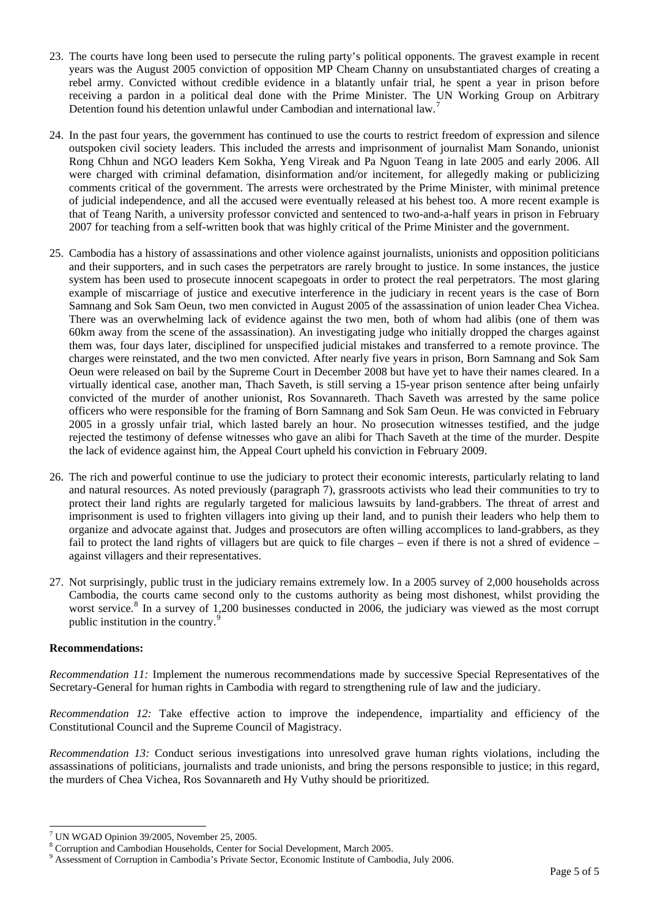23. The courts have long been used to persecute the ruling party's political opponents. The gravest example in recent years was the August 2005 conviction of opposition MP Cheam Channy on unsubstantiated charges of creating a rebel army. Convicted without credible evidence in a blatantly unfair trial, he spent a year in prison before receiving a pardon in a political deal done with the Prime Minister. The UN Working Group on Arbitrary Detention found his detention unlawful under Cambodian and international law.[7]

24. In the past four years, the government has continued to use the courts to restrict freedom of expression and silence outspoken civil society leaders. This included the arrests and imprisonment of journalist Mam Sonando, unionist Rong Chhun and NGO leaders Kem Sokha, Yeng Vireak and Pa Nguon Teang in late 2005 and early 2006. All were charged with criminal defamation, disinformation and/or incitement, for allegedly making or publicizing comments critical of the government. The arrests were orchestrated by the Prime Minister, with minimal pretence of judicial independence, and all the accused were eventually released at his behest too. A more recent example is that of Teang Narith, a university professor convicted and sentenced to two-and-a-half years in prison in February 2007 for teaching from a self-written book that was highly critical of the Prime Minister and the government.

25. Cambodia has a history of assassinations and other violence against journalists, unionists and opposition politicians and their supporters, and in such cases the perpetrators are rarely brought to justice. In some instances, the justice system has been used to prosecute innocent scapegoats in order to protect the real perpetrators. The most glaring example of miscarriage of justice and executive interference in the judiciary in recent years is the case of Born Samnang and Sok Sam Oeun, two men convicted in August 2005 of the assassination of union leader Chea Vichea. There was an overwhelming lack of evidence against the two men, both of whom had alibis (one of them was 60km away from the scene of the assassination). An investigating judge who initially dropped the charges against them was, four days later, disciplined for unspecified judicial mistakes and transferred to a remote province. The charges were reinstated, and the two men convicted. After nearly five years in prison, Born Samnang and Sok Sam Oeun were released on bail by the Supreme Court in December 2008 but have yet to have their names cleared. In a virtually identical case, another man, Thach Saveth, is still serving a 15-year prison sentence after being unfairly convicted of the murder of another unionist, Ros Sovannareth. Thach Saveth was arrested by the same police officers who were responsible for the framing of Born Samnang and Sok Sam Oeun. He was convicted in February 2005 in a grossly unfair trial, which lasted barely an hour. No prosecution witnesses testified, and the judge rejected the testimony of defense witnesses who gave an alibi for Thach Saveth at the time of the murder. Despite the lack of evidence against him, the Appeal Court upheld his conviction in February 2009.

26. The rich and powerful continue to use the judiciary to protect their economic interests, particularly relating to land and natural resources. As noted previously (paragraph 7), grassroots activists who lead their communities to try to protect their land rights are regularly targeted for malicious lawsuits by land-grabbers. The threat of arrest and imprisonment is used to frighten villagers into giving up their land, and to punish their leaders who help them to organize and advocate against that. Judges and prosecutors are often willing accomplices to land-grabbers, as they fail to protect the land rights of villagers but are quick to file charges – even if there is not a shred of evidence – against villagers and their representatives.

27. Not surprisingly, public trust in the judiciary remains extremely low. In a 2005 survey of 2,000 households across Cambodia, the courts came second only to the customs authority as being most dishonest, whilst providing the worst service.[8] In a survey of 1,200 businesses conducted in 2006, the judiciary was viewed as the most corrupt public institution in the country.[9]

**Recommendations:**

*Recommendation 11:* Implement the numerous recommendations made by successive Special Representatives of the Secretary-General for human rights in Cambodia with regard to strengthening rule of law and the judiciary.

*Recommendation 12:* Take effective action to improve the independence, impartiality and efficiency of the Constitutional Council and the Supreme Council of Magistracy.

*Recommendation 13:* Conduct serious investigations into unresolved grave human rights violations, including the assassinations of politicians, journalists and trade unionists, and bring the persons responsible to justice; in this regard, the murders of Chea Vichea, Ros Sovannareth and Hy Vuthy should be prioritized.

---

[7] UN WGAD Opinion 39/2005, November 25, 2005.

[8] Corruption and Cambodian Households, Center for Social Development, March 2005.

[9] Assessment of Corruption in Cambodia's Private Sector, Economic Institute of Cambodia, July 2006.